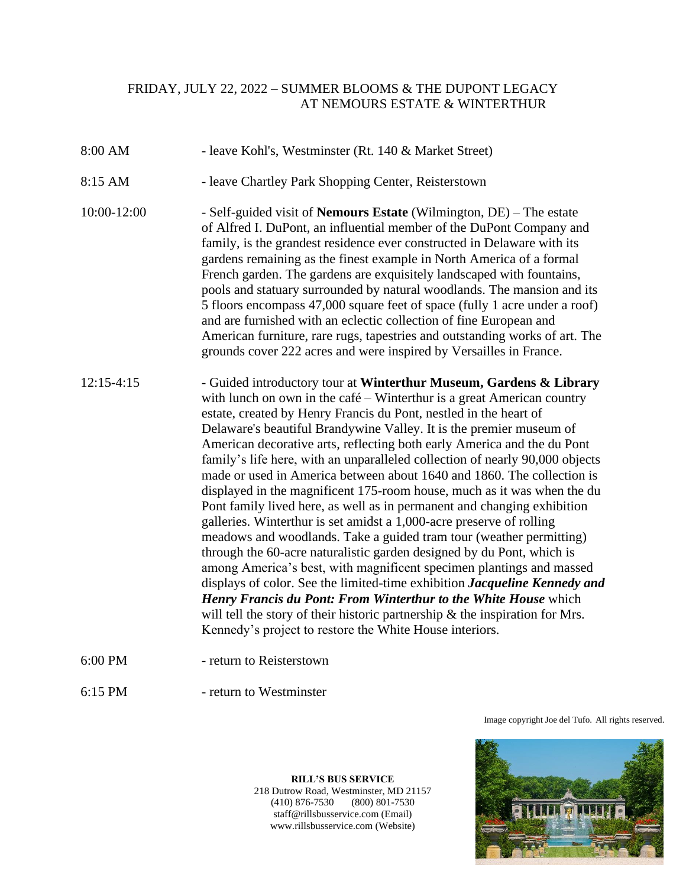# FRIDAY, JULY 22, 2022 – SUMMER BLOOMS & THE DUPONT LEGACY AT NEMOURS ESTATE & WINTERTHUR

8:00 AM - leave Kohl's, Westminster (Rt. 140 & Market Street)

8:15 AM - leave Chartley Park Shopping Center, Reisterstown

10:00-12:00 - Self-guided visit of **Nemours Estate** (Wilmington, DE) – The estate of Alfred I. DuPont, an influential member of the DuPont Company and family, is the grandest residence ever constructed in Delaware with its gardens remaining as the finest example in North America of a formal French garden. The gardens are exquisitely landscaped with fountains, pools and statuary surrounded by natural woodlands. The mansion and its 5 floors encompass 47,000 square feet of space (fully 1 acre under a roof) and are furnished with an eclectic collection of fine European and American furniture, rare rugs, tapestries and outstanding works of art. The grounds cover 222 acres and were inspired by Versailles in France.

12:15-4:15 - Guided introductory tour at **Winterthur Museum, Gardens & Library** with lunch on own in the café – Winterthur is a great American country estate, created by Henry Francis du Pont, nestled in the heart of Delaware's beautiful Brandywine Valley. It is the premier museum of American decorative arts, reflecting both early America and the du Pont family's life here, with an unparalleled collection of nearly 90,000 objects made or used in America between about 1640 and 1860. The collection is displayed in the magnificent 175-room house, much as it was when the du Pont family lived here, as well as in permanent and changing exhibition galleries. Winterthur is set amidst a 1,000-acre preserve of rolling meadows and woodlands. Take a guided tram tour (weather permitting) through the 60-acre naturalistic garden designed by du Pont, which is among America's best, with magnificent specimen plantings and massed displays of color. See the limited-time exhibition ***Jacqueline Kennedy and Henry Francis du Pont: From Winterthur to the White House*** which will tell the story of their historic partnership & the inspiration for Mrs. Kennedy's project to restore the White House interiors.

6:00 PM - return to Reisterstown

6:15 PM - return to Westminster

Image copyright Joe del Tufo. All rights reserved.

**RILL'S BUS SERVICE**
218 Dutrow Road, Westminster, MD 21157
(410) 876-7530 (800) 801-7530
staff@rillsbusservice.com (Email)
www.rillsbusservice.com (Website)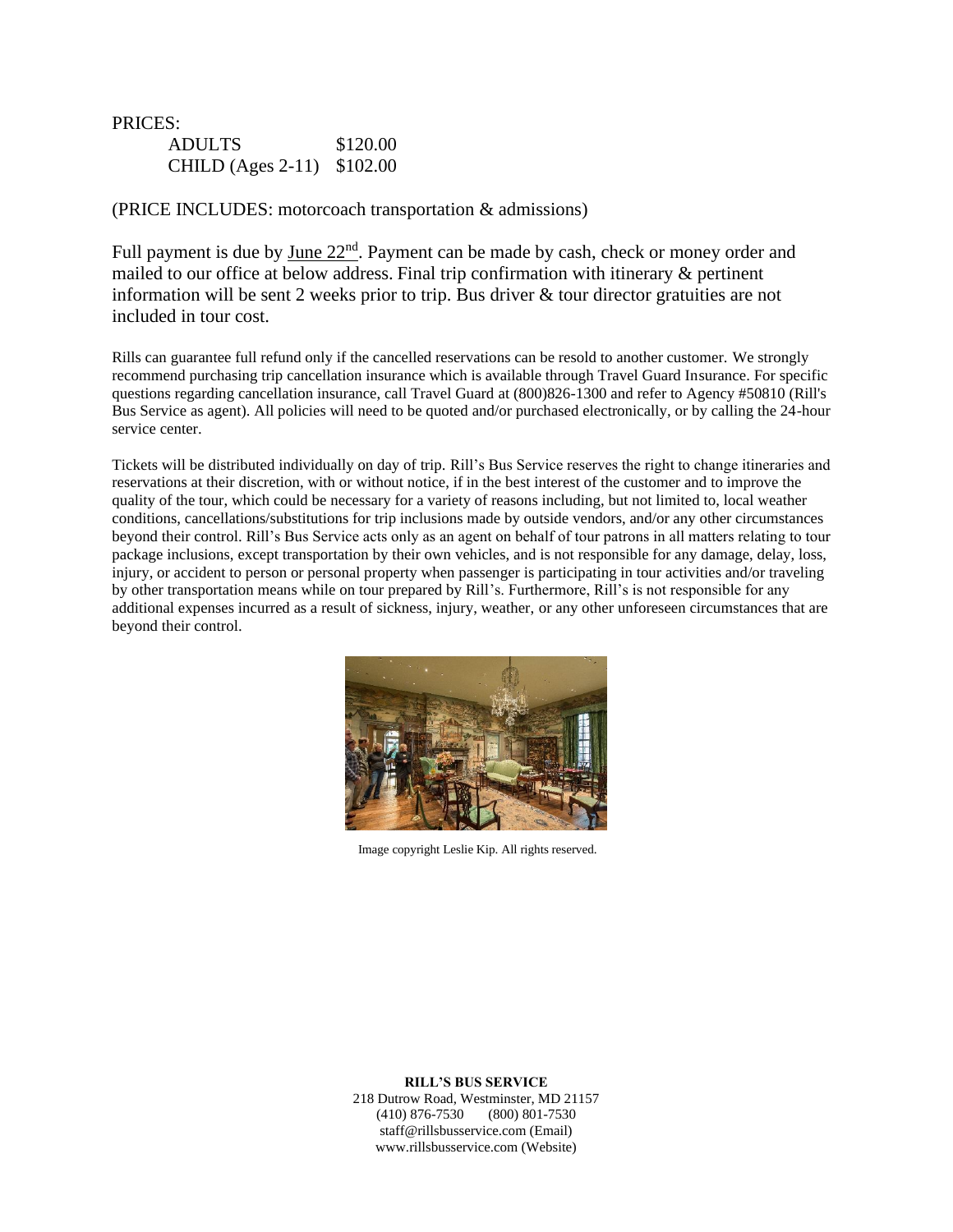PRICES:

| | |
|---|---|
| ADULTS | \$120.00 |
| CHILD (Ages 2-11) | \$102.00 |

(PRICE INCLUDES: motorcoach transportation & admissions)

Full payment is due by June 22nd. Payment can be made by cash, check or money order and mailed to our office at below address. Final trip confirmation with itinerary & pertinent information will be sent 2 weeks prior to trip. Bus driver & tour director gratuities are not included in tour cost.

Rills can guarantee full refund only if the cancelled reservations can be resold to another customer. We strongly recommend purchasing trip cancellation insurance which is available through Travel Guard Insurance. For specific questions regarding cancellation insurance, call Travel Guard at (800)826-1300 and refer to Agency #50810 (Rill's Bus Service as agent). All policies will need to be quoted and/or purchased electronically, or by calling the 24-hour service center.

Tickets will be distributed individually on day of trip. Rill's Bus Service reserves the right to change itineraries and reservations at their discretion, with or without notice, if in the best interest of the customer and to improve the quality of the tour, which could be necessary for a variety of reasons including, but not limited to, local weather conditions, cancellations/substitutions for trip inclusions made by outside vendors, and/or any other circumstances beyond their control. Rill's Bus Service acts only as an agent on behalf of tour patrons in all matters relating to tour package inclusions, except transportation by their own vehicles, and is not responsible for any damage, delay, loss, injury, or accident to person or personal property when passenger is participating in tour activities and/or traveling by other transportation means while on tour prepared by Rill's. Furthermore, Rill's is not responsible for any additional expenses incurred as a result of sickness, injury, weather, or any other unforeseen circumstances that are beyond their control.

Image copyright Leslie Kip. All rights reserved.

**RILL'S BUS SERVICE**
218 Dutrow Road, Westminster, MD 21157
(410) 876-7530 (800) 801-7530
staff@rillsbusservice.com (Email)
www.rillsbusservice.com (Website)